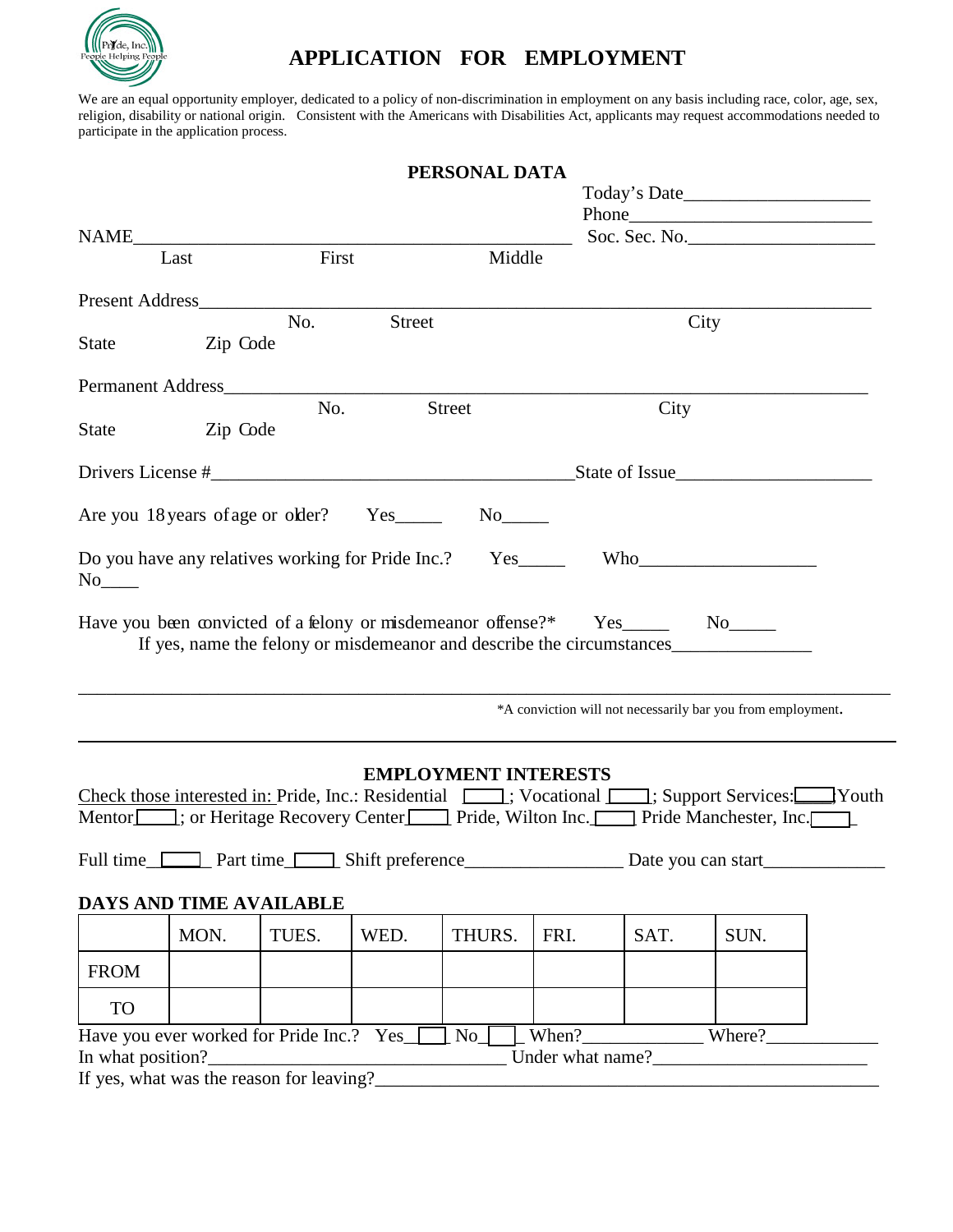Pride, Inc. People Helping People

# APPLICATION FOR EMPLOYMENT

We are an equal opportunity employer, dedicated to a policy of non-discrimination in employment on any basis including race, color, age, sex, religion, disability or national origin. Consistent with the Americans with Disabilities Act, applicants may request accommodations needed to participate in the application process.

## PERSONAL DATA

Today's Date___________________

Phone_________________________

NAME_______________________________________________ Soc. Sec. No.____________________

Last First Middle

Present Address____________________________________________________________________

No. Street City

State Zip Code

Permanent Address__________________________________________________________________

No. Street City

State Zip Code

Drivers License #_______________________________________State of Issue_____________________

Are you 18 years of age or older? Yes_____ No_____

Do you have any relatives working for Pride Inc.? Yes_____ Who___________________ No____

Have you been convicted of a felony or misdemeanor offense?* Yes_____ No_____

If yes, name the felony or misdemeanor and describe the circumstances_______________

_____________________________________________________________________________

*A conviction will not necessarily bar you from employment.

## EMPLOYMENT INTERESTS

Check those interested in: Pride, Inc.: Residential ☐; Vocational ☐; Support Services: ☐ Youth Mentor ☐; or Heritage Recovery Center ☐ Pride, Wilton Inc. ☐ Pride Manchester, Inc. ☐

Full time ☐ Part time ☐ Shift preference_________________ Date you can start_____________

### DAYS AND TIME AVAILABLE

| | MON. | TUES. | WED. | THURS. | FRI. | SAT. | SUN. |
|---|---|---|---|---|---|---|---|
| FROM | | | | | | | |
| TO | | | | | | | |

Have you ever worked for Pride Inc.? Yes ☐ No ☐ When?_____________ Where?___________

In what position?________________________________ Under what name?_______________________

If yes, what was the reason for leaving?_______________________________________________________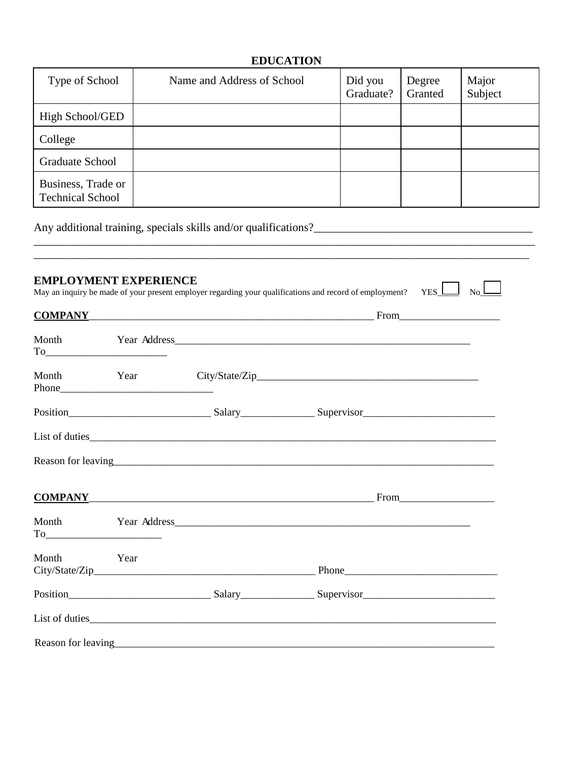## EDUCATION

| Type of School | Name and Address of School | Did you Graduate? | Degree Granted | Major Subject |
|---|---|---|---|---|
| High School/GED | | | | |
| College | | | | |
| Graduate School | | | | |
| Business, Trade or Technical School | | | | |

Any additional training, specials skills and/or qualifications?______________________________________
_____________________________________________________________________________________________
_____________________________________________________________________________________________

## EMPLOYMENT EXPERIENCE

May an inquiry be made of your present employer regarding your qualifications and record of employment? YES____ No____

**COMPANY**________________________________________________________ From__________________

Month Year Address________________________________________________________
To______________________

Month Year City/State/Zip_________________________________________
Phone____________________________

Position___________________________ Salary______________ Supervisor_________________________

List of duties_______________________________________________________________________________

Reason for leaving___________________________________________________________________________

**COMPANY**________________________________________________________ From_________________

Month Year Address________________________________________________________
To_____________________

Month Year
City/State/Zip_________________________________________ Phone____________________________

Position___________________________ Salary______________ Supervisor_________________________

List of duties_______________________________________________________________________________

Reason for leaving___________________________________________________________________________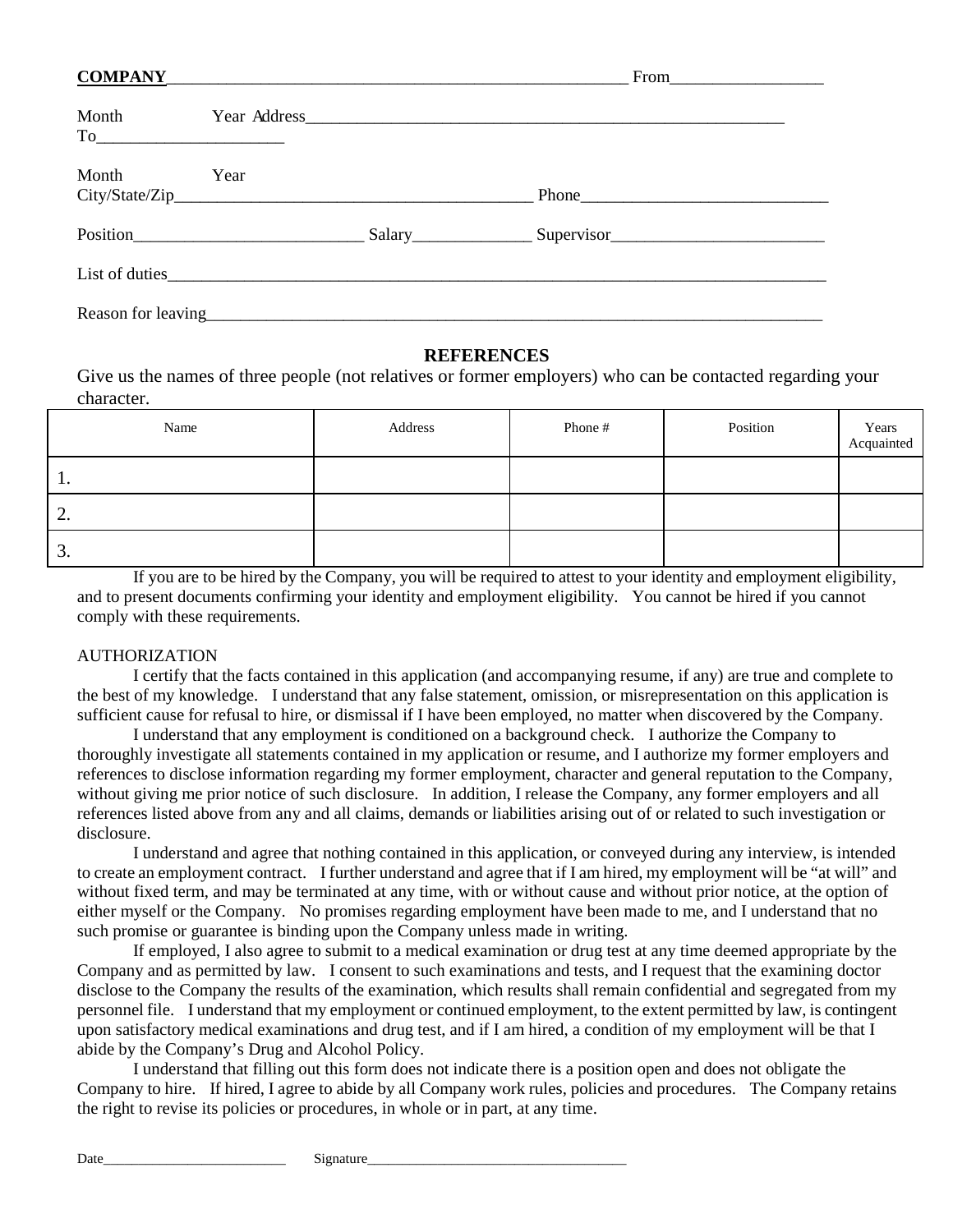**COMPANY**_______________________________________________________ From__________________

Month Year Address_________________________________________________________
To_____________________

Month Year
City/State/Zip__________________________________________ Phone_____________________________

Position___________________________ Salary______________ Supervisor_________________________

List of duties_________________________________________________________________________________

Reason for leaving____________________________________________________________________________

## REFERENCES

Give us the names of three people (not relatives or former employers) who can be contacted regarding your character.

| Name | Address | Phone # | Position | Years Acquainted |
|---|---|---|---|---|
| 1. | | | | |
| 2. | | | | |
| 3. | | | | |

If you are to be hired by the Company, you will be required to attest to your identity and employment eligibility, and to present documents confirming your identity and employment eligibility. You cannot be hired if you cannot comply with these requirements.

AUTHORIZATION

I certify that the facts contained in this application (and accompanying resume, if any) are true and complete to the best of my knowledge. I understand that any false statement, omission, or misrepresentation on this application is sufficient cause for refusal to hire, or dismissal if I have been employed, no matter when discovered by the Company.

I understand that any employment is conditioned on a background check. I authorize the Company to thoroughly investigate all statements contained in my application or resume, and I authorize my former employers and references to disclose information regarding my former employment, character and general reputation to the Company, without giving me prior notice of such disclosure. In addition, I release the Company, any former employers and all references listed above from any and all claims, demands or liabilities arising out of or related to such investigation or disclosure.

I understand and agree that nothing contained in this application, or conveyed during any interview, is intended to create an employment contract. I further understand and agree that if I am hired, my employment will be "at will" and without fixed term, and may be terminated at any time, with or without cause and without prior notice, at the option of either myself or the Company. No promises regarding employment have been made to me, and I understand that no such promise or guarantee is binding upon the Company unless made in writing.

If employed, I also agree to submit to a medical examination or drug test at any time deemed appropriate by the Company and as permitted by law. I consent to such examinations and tests, and I request that the examining doctor disclose to the Company the results of the examination, which results shall remain confidential and segregated from my personnel file. I understand that my employment or continued employment, to the extent permitted by law, is contingent upon satisfactory medical examinations and drug test, and if I am hired, a condition of my employment will be that I abide by the Company's Drug and Alcohol Policy.

I understand that filling out this form does not indicate there is a position open and does not obligate the Company to hire. If hired, I agree to abide by all Company work rules, policies and procedures. The Company retains the right to revise its policies or procedures, in whole or in part, at any time.

Date_________________________ Signature___________________________________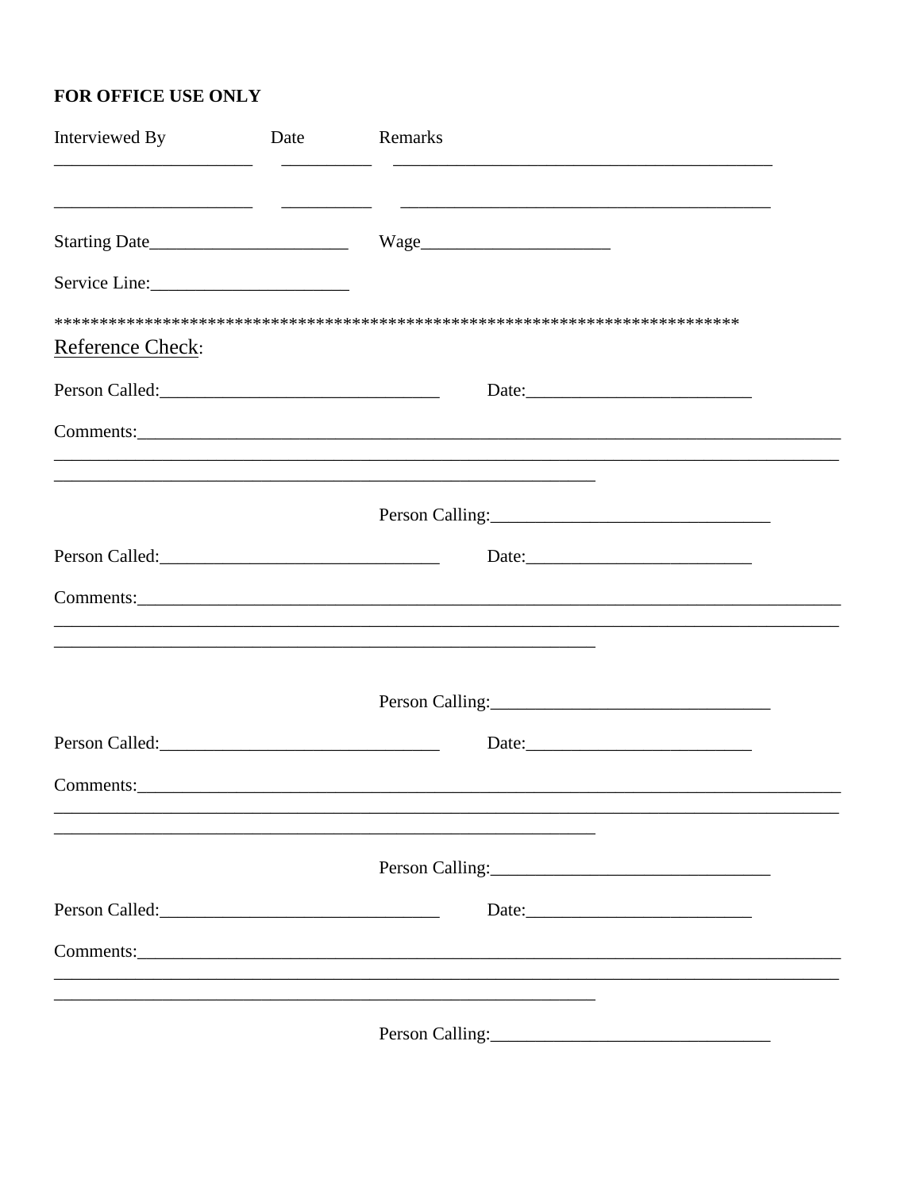**FOR OFFICE USE ONLY**

| Interviewed By | Date | Remarks |
|---|---|---|
| ______________________ | __________ | __________________________________________ |
| ______________________ | __________ | __________________________________________ |

Starting Date______________________ Wage_____________________

Service Line:______________________

****************************************************************************

Reference Check:

Person Called:_______________________________ Date:_________________________

Comments:______________________________________________________________________________
_______________________________________________________________________________________
____________________________________________________________

Person Calling:_______________________________

Person Called:_______________________________ Date:_________________________

Comments:______________________________________________________________________________
_______________________________________________________________________________________
____________________________________________________________

Person Calling:_______________________________

Person Called:_______________________________ Date:_________________________

Comments:______________________________________________________________________________
_______________________________________________________________________________________
____________________________________________________________

Person Calling:_______________________________

Person Called:_______________________________ Date:_________________________

Comments:______________________________________________________________________________
_______________________________________________________________________________________
____________________________________________________________

Person Calling:_______________________________